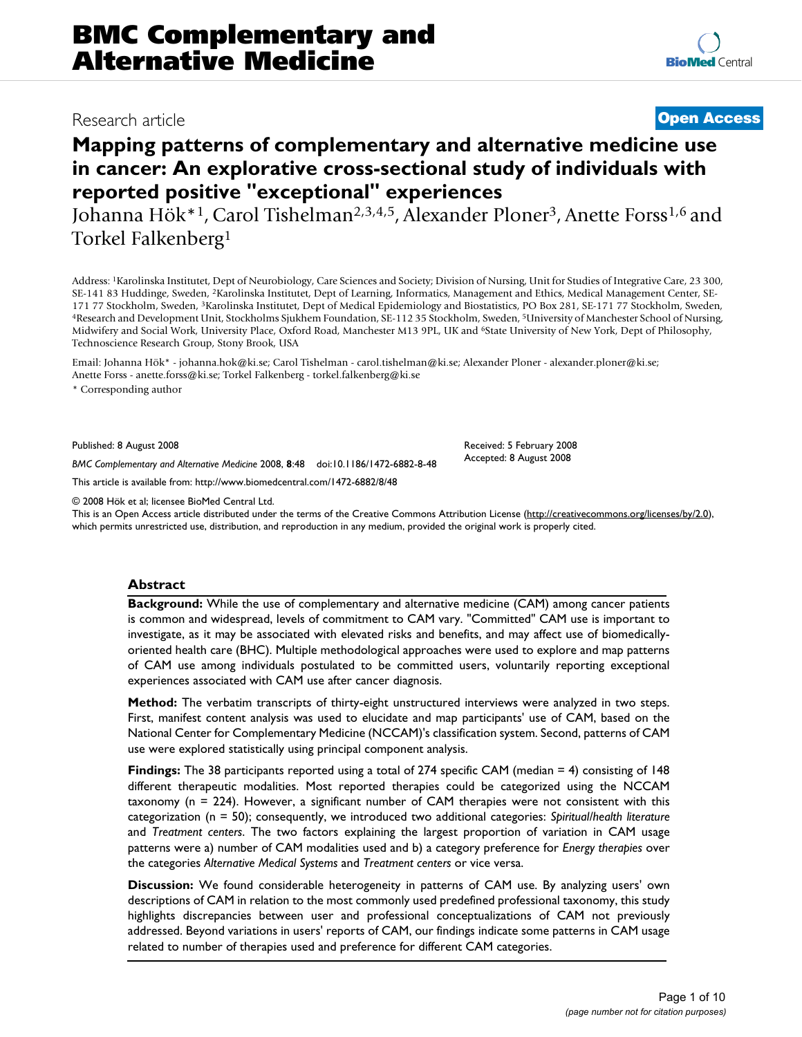# BMC Complementary and Alternative Medicine

Research article

**Open Access**

# Mapping patterns of complementary and alternative medicine use in cancer: An explorative cross-sectional study of individuals with reported positive "exceptional" experiences

Johanna Hök*[1], Carol Tishelman[2,3,4,5], Alexander Ploner[3], Anette Forss[1,6] and Torkel Falkenberg[1]

Address: [1]Karolinska Institutet, Dept of Neurobiology, Care Sciences and Society; Division of Nursing, Unit for Studies of Integrative Care, 23 300, SE-141 83 Huddinge, Sweden, [2]Karolinska Institutet, Dept of Learning, Informatics, Management and Ethics, Medical Management Center, SE-171 77 Stockholm, Sweden, [3]Karolinska Institutet, Dept of Medical Epidemiology and Biostatistics, PO Box 281, SE-171 77 Stockholm, Sweden, [4]Research and Development Unit, Stockholms Sjukhem Foundation, SE-112 35 Stockholm, Sweden, [5]University of Manchester School of Nursing, Midwifery and Social Work, University Place, Oxford Road, Manchester M13 9PL, UK and [6]State University of New York, Dept of Philosophy, Technoscience Research Group, Stony Brook, USA

Email: Johanna Hök* - johanna.hok@ki.se; Carol Tishelman - carol.tishelman@ki.se; Alexander Ploner - alexander.ploner@ki.se; Anette Forss - anette.forss@ki.se; Torkel Falkenberg - torkel.falkenberg@ki.se

\* Corresponding author

Published: 8 August 2008

*BMC Complementary and Alternative Medicine* 2008, **8**:48 doi:10.1186/1472-6882-8-48

Received: 5 February 2008
Accepted: 8 August 2008

This article is available from: http://www.biomedcentral.com/1472-6882/8/48

© 2008 Hök et al; licensee BioMed Central Ltd.
This is an Open Access article distributed under the terms of the Creative Commons Attribution License (http://creativecommons.org/licenses/by/2.0), which permits unrestricted use, distribution, and reproduction in any medium, provided the original work is properly cited.

## Abstract

**Background:** While the use of complementary and alternative medicine (CAM) among cancer patients is common and widespread, levels of commitment to CAM vary. "Committed" CAM use is important to investigate, as it may be associated with elevated risks and benefits, and may affect use of biomedically-oriented health care (BHC). Multiple methodological approaches were used to explore and map patterns of CAM use among individuals postulated to be committed users, voluntarily reporting exceptional experiences associated with CAM use after cancer diagnosis.

**Method:** The verbatim transcripts of thirty-eight unstructured interviews were analyzed in two steps. First, manifest content analysis was used to elucidate and map participants' use of CAM, based on the National Center for Complementary Medicine (NCCAM)'s classification system. Second, patterns of CAM use were explored statistically using principal component analysis.

**Findings:** The 38 participants reported using a total of 274 specific CAM (median = 4) consisting of 148 different therapeutic modalities. Most reported therapies could be categorized using the NCCAM taxonomy (n = 224). However, a significant number of CAM therapies were not consistent with this categorization (n = 50); consequently, we introduced two additional categories: *Spiritual/health literature* and *Treatment centers*. The two factors explaining the largest proportion of variation in CAM usage patterns were a) number of CAM modalities used and b) a category preference for *Energy therapies* over the categories *Alternative Medical Systems* and *Treatment centers* or vice versa.

**Discussion:** We found considerable heterogeneity in patterns of CAM use. By analyzing users' own descriptions of CAM in relation to the most commonly used predefined professional taxonomy, this study highlights discrepancies between user and professional conceptualizations of CAM not previously addressed. Beyond variations in users' reports of CAM, our findings indicate some patterns in CAM usage related to number of therapies used and preference for different CAM categories.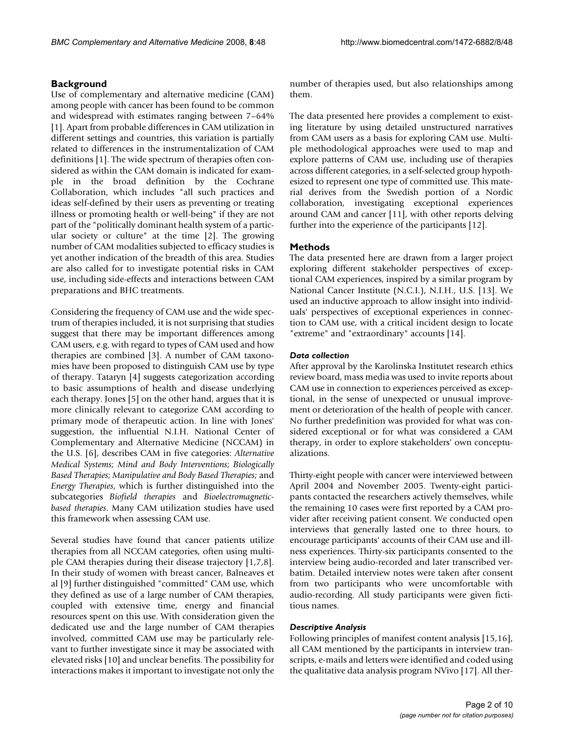## Background

Use of complementary and alternative medicine (CAM) among people with cancer has been found to be common and widespread with estimates ranging between 7–64% [1]. Apart from probable differences in CAM utilization in different settings and countries, this variation is partially related to differences in the instrumentalization of CAM definitions [1]. The wide spectrum of therapies often considered as within the CAM domain is indicated for example in the broad definition by the Cochrane Collaboration, which includes "all such practices and ideas self-defined by their users as preventing or treating illness or promoting health or well-being" if they are not part of the "politically dominant health system of a particular society or culture" at the time [2]. The growing number of CAM modalities subjected to efficacy studies is yet another indication of the breadth of this area. Studies are also called for to investigate potential risks in CAM use, including side-effects and interactions between CAM preparations and BHC treatments.

Considering the frequency of CAM use and the wide spectrum of therapies included, it is not surprising that studies suggest that there may be important differences among CAM users, e.g. with regard to types of CAM used and how therapies are combined [3]. A number of CAM taxonomies have been proposed to distinguish CAM use by type of therapy. Tataryn [4] suggests categorization according to basic assumptions of health and disease underlying each therapy. Jones [5] on the other hand, argues that it is more clinically relevant to categorize CAM according to primary mode of therapeutic action. In line with Jones' suggestion, the influential N.I.H. National Center of Complementary and Alternative Medicine (NCCAM) in the U.S. [6], describes CAM in five categories: *Alternative Medical Systems*; *Mind and Body Interventions*; *Biologically Based Therapies*; *Manipulative and Body Based Therapies;* and *Energy Therapies*, which is further distinguished into the subcategories *Biofield therapies* and *Bioelectromagnetic-based therapies*. Many CAM utilization studies have used this framework when assessing CAM use.

Several studies have found that cancer patients utilize therapies from all NCCAM categories, often using multiple CAM therapies during their disease trajectory [1,7,8]. In their study of women with breast cancer, Balneaves et al [9] further distinguished "committed" CAM use, which they defined as use of a large number of CAM therapies, coupled with extensive time, energy and financial resources spent on this use. With consideration given the dedicated use and the large number of CAM therapies involved, committed CAM use may be particularly relevant to further investigate since it may be associated with elevated risks [10] and unclear benefits. The possibility for interactions makes it important to investigate not only the number of therapies used, but also relationships among them.

The data presented here provides a complement to existing literature by using detailed unstructured narratives from CAM users as a basis for exploring CAM use. Multiple methodological approaches were used to map and explore patterns of CAM use, including use of therapies across different categories, in a self-selected group hypothesized to represent one type of committed use. This material derives from the Swedish portion of a Nordic collaboration, investigating exceptional experiences around CAM and cancer [11], with other reports delving further into the experience of the participants [12].

## Methods

The data presented here are drawn from a larger project exploring different stakeholder perspectives of exceptional CAM experiences, inspired by a similar program by National Cancer Institute (N.C.I.), N.I.H., U.S. [13]. We used an inductive approach to allow insight into individuals' perspectives of exceptional experiences in connection to CAM use, with a critical incident design to locate "extreme" and "extraordinary" accounts [14].

### *Data collection*

After approval by the Karolinska Institutet research ethics review board, mass media was used to invite reports about CAM use in connection to experiences perceived as exceptional, in the sense of unexpected or unusual improvement or deterioration of the health of people with cancer. No further predefinition was provided for what was considered exceptional or for what was considered a CAM therapy, in order to explore stakeholders' own conceptualizations.

Thirty-eight people with cancer were interviewed between April 2004 and November 2005. Twenty-eight participants contacted the researchers actively themselves, while the remaining 10 cases were first reported by a CAM provider after receiving patient consent. We conducted open interviews that generally lasted one to three hours, to encourage participants' accounts of their CAM use and illness experiences. Thirty-six participants consented to the interview being audio-recorded and later transcribed verbatim. Detailed interview notes were taken after consent from two participants who were uncomfortable with audio-recording. All study participants were given fictitious names.

### *Descriptive Analysis*

Following principles of manifest content analysis [15,16], all CAM mentioned by the participants in interview transcripts, e-mails and letters were identified and coded using the qualitative data analysis program NVivo [17]. All ther-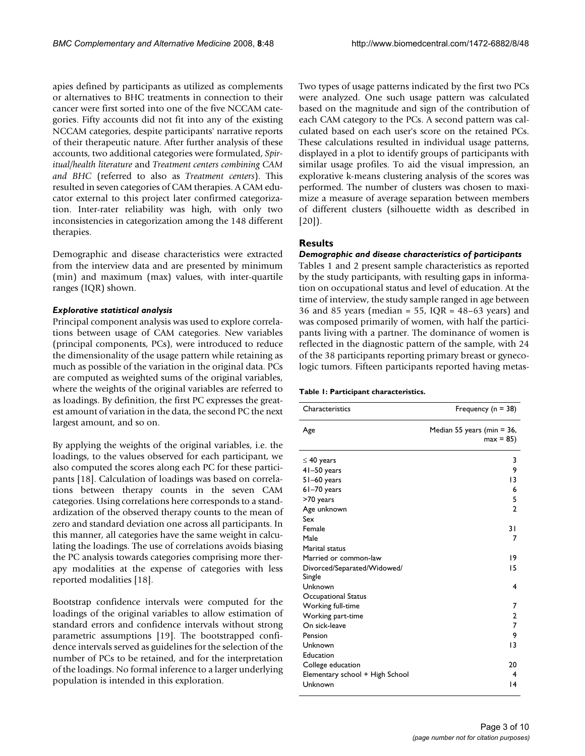apies defined by participants as utilized as complements or alternatives to BHC treatments in connection to their cancer were first sorted into one of the five NCCAM categories. Fifty accounts did not fit into any of the existing NCCAM categories, despite participants' narrative reports of their therapeutic nature. After further analysis of these accounts, two additional categories were formulated, *Spiritual/health literature* and *Treatment centers combining CAM and BHC* (referred to also as *Treatment centers*). This resulted in seven categories of CAM therapies. A CAM educator external to this project later confirmed categorization. Inter-rater reliability was high, with only two inconsistencies in categorization among the 148 different therapies.

Demographic and disease characteristics were extracted from the interview data and are presented by minimum (min) and maximum (max) values, with inter-quartile ranges (IQR) shown.

### *Explorative statistical analysis*

Principal component analysis was used to explore correlations between usage of CAM categories. New variables (principal components, PCs), were introduced to reduce the dimensionality of the usage pattern while retaining as much as possible of the variation in the original data. PCs are computed as weighted sums of the original variables, where the weights of the original variables are referred to as loadings. By definition, the first PC expresses the greatest amount of variation in the data, the second PC the next largest amount, and so on.

By applying the weights of the original variables, i.e. the loadings, to the values observed for each participant, we also computed the scores along each PC for these participants [18]. Calculation of loadings was based on correlations between therapy counts in the seven CAM categories. Using correlations here corresponds to a standardization of the observed therapy counts to the mean of zero and standard deviation one across all participants. In this manner, all categories have the same weight in calculating the loadings. The use of correlations avoids biasing the PC analysis towards categories comprising more therapy modalities at the expense of categories with less reported modalities [18].

Bootstrap confidence intervals were computed for the loadings of the original variables to allow estimation of standard errors and confidence intervals without strong parametric assumptions [19]. The bootstrapped confidence intervals served as guidelines for the selection of the number of PCs to be retained, and for the interpretation of the loadings. No formal inference to a larger underlying population is intended in this exploration.

Two types of usage patterns indicated by the first two PCs were analyzed. One such usage pattern was calculated based on the magnitude and sign of the contribution of each CAM category to the PCs. A second pattern was calculated based on each user's score on the retained PCs. These calculations resulted in individual usage patterns, displayed in a plot to identify groups of participants with similar usage profiles. To aid the visual impression, an explorative k-means clustering analysis of the scores was performed. The number of clusters was chosen to maximize a measure of average separation between members of different clusters (silhouette width as described in [20]).

## Results

### *Demographic and disease characteristics of participants*

Tables 1 and 2 present sample characteristics as reported by the study participants, with resulting gaps in information on occupational status and level of education. At the time of interview, the study sample ranged in age between 36 and 85 years (median = 55, IQR = 48–63 years) and was composed primarily of women, with half the participants living with a partner. The dominance of women is reflected in the diagnostic pattern of the sample, with 24 of the 38 participants reporting primary breast or gynecologic tumors. Fifteen participants reported having metas-

**Table 1: Participant characteristics.**

| Characteristics | Frequency (n = 38) |
|---|---|
| Age | Median 55 years (min = 36, max = 85) |
| ≤ 40 years | 3 |
| 41–50 years | 9 |
| 51–60 years | 13 |
| 61–70 years | 6 |
| >70 years | 5 |
| Age unknown | 2 |
| Sex | |
| Female | 31 |
| Male | 7 |
| Marital status | |
| Married or common-law | 19 |
| Divorced/Separated/Widowed/ Single | 15 |
| Unknown | 4 |
| Occupational Status | |
| Working full-time | 7 |
| Working part-time | 2 |
| On sick-leave | 7 |
| Pension | 9 |
| Unknown | 13 |
| Education | |
| College education | 20 |
| Elementary school + High School | 4 |
| Unknown | 14 |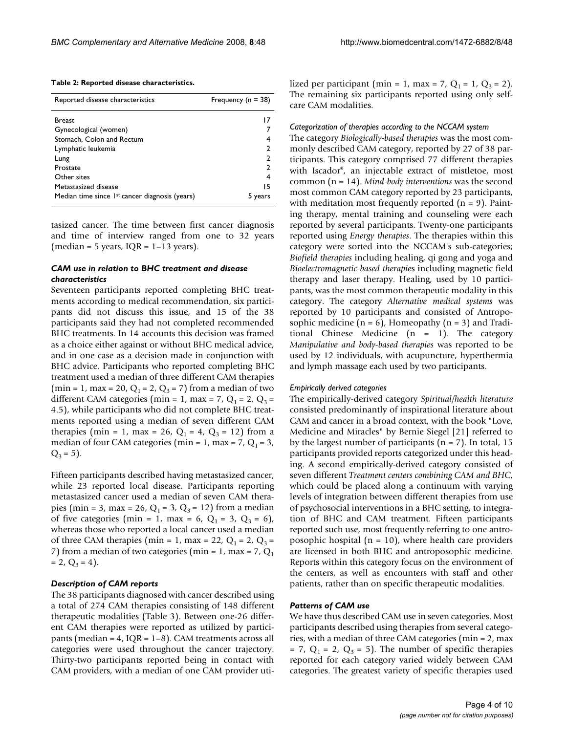**Table 2: Reported disease characteristics.**

| Reported disease characteristics | Frequency (n = 38) |
| --- | --- |
| Breast | 17 |
| Gynecological (women) | 7 |
| Stomach, Colon and Rectum | 4 |
| Lymphatic leukemia | 2 |
| Lung | 2 |
| Prostate | 2 |
| Other sites | 4 |
| Metastasized disease | 15 |
| Median time since 1st cancer diagnosis (years) | 5 years |

tasized cancer. The time between first cancer diagnosis and time of interview ranged from one to 32 years (median = 5 years, IQR = 1–13 years).

### *CAM use in relation to BHC treatment and disease characteristics*

Seventeen participants reported completing BHC treatments according to medical recommendation, six participants did not discuss this issue, and 15 of the 38 participants said they had not completed recommended BHC treatments. In 14 accounts this decision was framed as a choice either against or without BHC medical advice, and in one case as a decision made in conjunction with BHC advice. Participants who reported completing BHC treatment used a median of three different CAM therapies (min = 1, max = 20, $Q_1$ = 2, $Q_3$ = 7) from a median of two different CAM categories (min = 1, max = 7, $Q_1$ = 2, $Q_3$ = 4.5), while participants who did not complete BHC treatments reported using a median of seven different CAM therapies (min = 1, max = 26, $Q_1$ = 4, $Q_3$ = 12) from a median of four CAM categories (min = 1, max = 7, $Q_1$ = 3, $Q_3$ = 5).

Fifteen participants described having metastasized cancer, while 23 reported local disease. Participants reporting metastasized cancer used a median of seven CAM therapies (min = 3, max = 26, $Q_1$ = 3, $Q_3$ = 12) from a median of five categories (min = 1, max = 6, $Q_1$ = 3, $Q_3$ = 6), whereas those who reported a local cancer used a median of three CAM therapies (min = 1, max = 22, $Q_1$ = 2, $Q_3$ = 7) from a median of two categories (min = 1, max = 7, $Q_1$ = 2, $Q_3$ = 4).

### *Description of CAM reports*

The 38 participants diagnosed with cancer described using a total of 274 CAM therapies consisting of 148 different therapeutic modalities (Table 3). Between one-26 different CAM therapies were reported as utilized by participants (median = 4, IQR = 1–8). CAM treatments across all categories were used throughout the cancer trajectory. Thirty-two participants reported being in contact with CAM providers, with a median of one CAM provider utilized per participant (min = 1, max = 7, $Q_1$ = 1, $Q_3$ = 2). The remaining six participants reported using only self-care CAM modalities.

#### *Categorization of therapies according to the NCCAM system*

The category *Biologically-based therapies* was the most commonly described CAM category, reported by 27 of 38 participants. This category comprised 77 different therapies with Iscador®, an injectable extract of mistletoe, most common (n = 14). *Mind-body interventions* was the second most common CAM category reported by 23 participants, with meditation most frequently reported (n = 9). Painting therapy, mental training and counseling were each reported by several participants. Twenty-one participants reported using *Energy therapies*. The therapies within this category were sorted into the NCCAM's sub-categories; *Biofield therapies* including healing, qi gong and yoga and *Bioelectromagnetic-based therapies* including magnetic field therapy and laser therapy. Healing, used by 10 participants, was the most common therapeutic modality in this category. The category *Alternative medical systems* was reported by 10 participants and consisted of Antroposophic medicine (n = 6), Homeopathy (n = 3) and Traditional Chinese Medicine (n = 1). The category *Manipulative and body-based therapies* was reported to be used by 12 individuals, with acupuncture, hyperthermia and lymph massage each used by two participants.

#### *Empirically derived categories*

The empirically-derived category *Spiritual/health literature* consisted predominantly of inspirational literature about CAM and cancer in a broad context, with the book "Love, Medicine and Miracles" by Bernie Siegel [21] referred to by the largest number of participants (n = 7). In total, 15 participants provided reports categorized under this heading. A second empirically-derived category consisted of seven different *Treatment centers combining CAM and BHC*, which could be placed along a continuum with varying levels of integration between different therapies from use of psychosocial interventions in a BHC setting, to integration of BHC and CAM treatment. Fifteen participants reported such use, most frequently referring to one antroposophic hospital (n = 10), where health care providers are licensed in both BHC and antroposophic medicine. Reports within this category focus on the environment of the centers, as well as encounters with staff and other patients, rather than on specific therapeutic modalities.

### *Patterns of CAM use*

We have thus described CAM use in seven categories. Most participants described using therapies from several categories, with a median of three CAM categories (min = 2, max = 7, $Q_1$ = 2, $Q_3$ = 5). The number of specific therapies reported for each category varied widely between CAM categories. The greatest variety of specific therapies used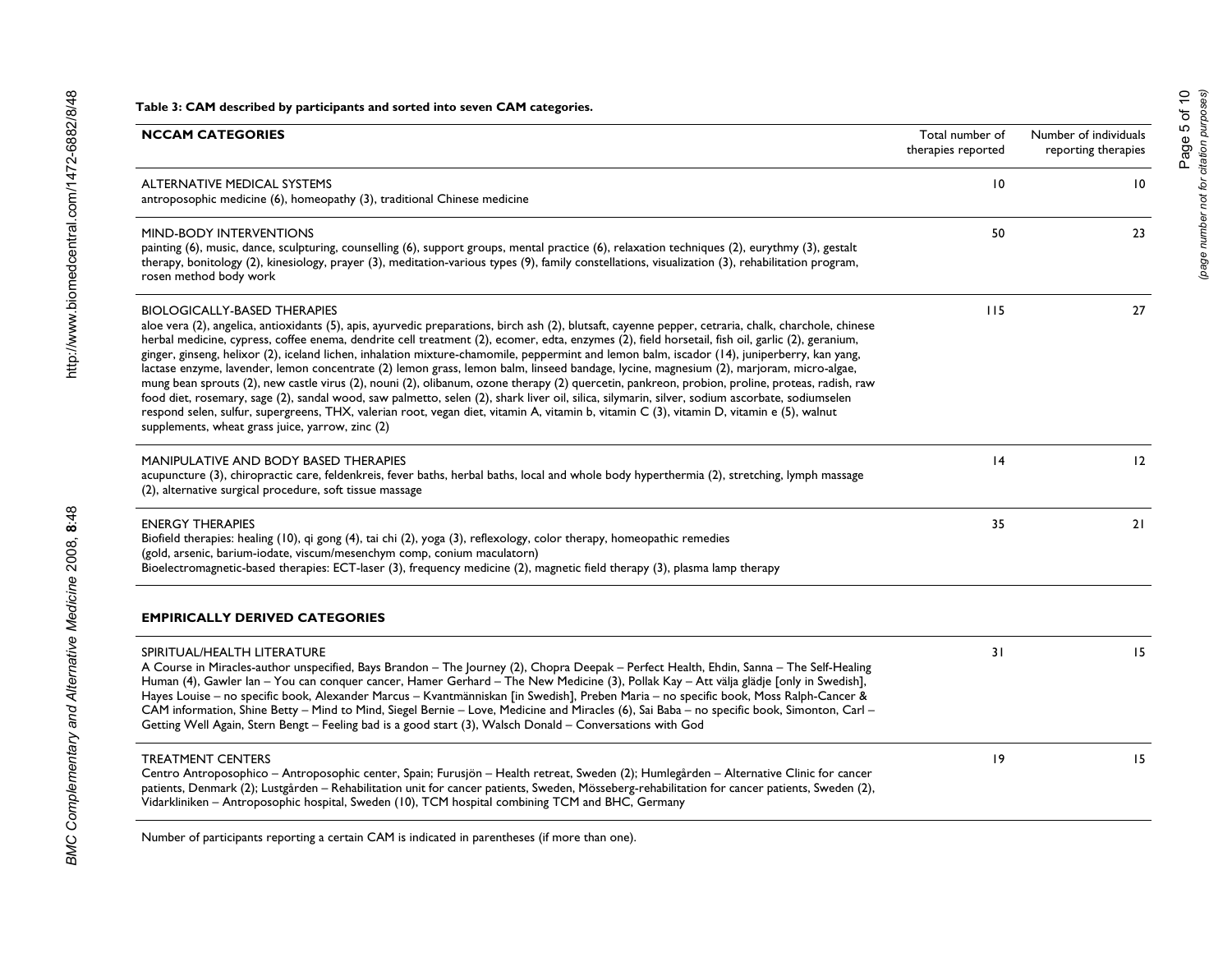**Table 3: CAM described by participants and sorted into seven CAM categories.**

| NCCAM CATEGORIES | Total number of therapies reported | Number of individuals reporting therapies |
| --- | --- | --- |
| ALTERNATIVE MEDICAL SYSTEMS<br>antroposophic medicine (6), homeopathy (3), traditional Chinese medicine | 10 | 10 |
| MIND-BODY INTERVENTIONS<br>painting (6), music, dance, sculpturing, counselling (6), support groups, mental practice (6), relaxation techniques (2), eurythmy (3), gestalt therapy, bonitology (2), kinesiology, prayer (3), meditation-various types (9), family constellations, visualization (3), rehabilitation program, rosen method body work | 50 | 23 |
| BIOLOGICALLY-BASED THERAPIES<br>aloe vera (2), angelica, antioxidants (5), apis, ayurvedic preparations, birch ash (2), blutsaft, cayenne pepper, cetraria, chalk, charchole, chinese herbal medicine, cypress, coffee enema, dendrite cell treatment (2), ecomer, edta, enzymes (2), field horsetail, fish oil, garlic (2), geranium, ginger, ginseng, helixor (2), iceland lichen, inhalation mixture-chamomile, peppermint and lemon balm, iscador (14), juniperberry, kan yang, lactase enzyme, lavender, lemon concentrate (2) lemon grass, lemon balm, linseed bandage, lycine, magnesium (2), marjoram, micro-algae, mung bean sprouts (2), new castle virus (2), nouni (2), olibanum, ozone therapy (2) quercetin, pankreon, probion, proline, proteas, radish, raw food diet, rosemary, sage (2), sandal wood, saw palmetto, selen (2), shark liver oil, silica, silymarin, silver, sodium ascorbate, sodiumselen respond selen, sulfur, supergreens, THX, valerian root, vegan diet, vitamin A, vitamin b, vitamin C (3), vitamin D, vitamin e (5), walnut supplements, wheat grass juice, yarrow, zinc (2) | 115 | 27 |
| MANIPULATIVE AND BODY BASED THERAPIES<br>acupuncture (3), chiropractic care, feldenkreis, fever baths, herbal baths, local and whole body hyperthermia (2), stretching, lymph massage (2), alternative surgical procedure, soft tissue massage | 14 | 12 |
| ENERGY THERAPIES<br>Biofield therapies: healing (10), qi gong (4), tai chi (2), yoga (3), reflexology, color therapy, homeopathic remedies (gold, arsenic, barium-iodate, viscum/mesenchym comp, conium maculatorn)<br>Bioelectromagnetic-based therapies: ECT-laser (3), frequency medicine (2), magnetic field therapy (3), plasma lamp therapy | 35 | 21 |
| **EMPIRICALLY DERIVED CATEGORIES** | | |
| SPIRITUAL/HEALTH LITERATURE<br>A Course in Miracles-author unspecified, Bays Brandon – The Journey (2), Chopra Deepak – Perfect Health, Ehdin, Sanna – The Self-Healing Human (4), Gawler Ian – You can conquer cancer, Hamer Gerhard – The New Medicine (3), Pollak Kay – Att välja glädje [only in Swedish], Hayes Louise – no specific book, Alexander Marcus – Kvantmänniskan [in Swedish], Preben Maria – no specific book, Moss Ralph-Cancer & CAM information, Shine Betty – Mind to Mind, Siegel Bernie – Love, Medicine and Miracles (6), Sai Baba – no specific book, Simonton, Carl – Getting Well Again, Stern Bengt – Feeling bad is a good start (3), Walsch Donald – Conversations with God | 31 | 15 |
| TREATMENT CENTERS<br>Centro Antroposophico – Antroposophic center, Spain; Furusjön – Health retreat, Sweden (2); Humlegården – Alternative Clinic for cancer patients, Denmark (2); Lustgården – Rehabilitation unit for cancer patients, Sweden, Mösseberg-rehabilitation for cancer patients, Sweden (2), Vidarkliniken – Antroposophic hospital, Sweden (10), TCM hospital combining TCM and BHC, Germany | 19 | 15 |

Number of participants reporting a certain CAM is indicated in parentheses (if more than one).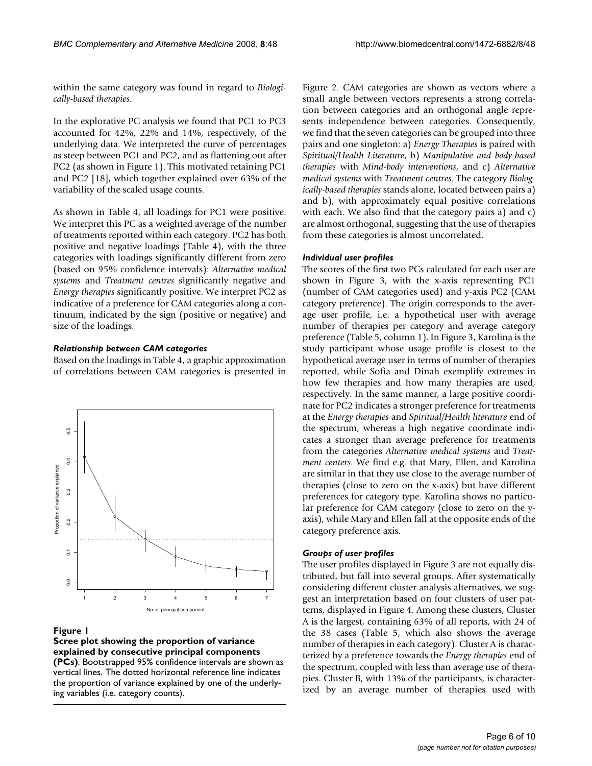within the same category was found in regard to *Biologically-based therapies*.

In the explorative PC analysis we found that PC1 to PC3 accounted for 42%, 22% and 14%, respectively, of the underlying data. We interpreted the curve of percentages as steep between PC1 and PC2, and as flattening out after PC2 (as shown in Figure 1). This motivated retaining PC1 and PC2 [18], which together explained over 63% of the variability of the scaled usage counts.

As shown in Table 4, all loadings for PC1 were positive. We interpret this PC as a weighted average of the number of treatments reported within each category. PC2 has both positive and negative loadings (Table 4), with the three categories with loadings significantly different from zero (based on 95% confidence intervals): *Alternative medical systems* and *Treatment centres* significantly negative and *Energy therapies* significantly positive. We interpret PC2 as indicative of a preference for CAM categories along a continuum, indicated by the sign (positive or negative) and size of the loadings.

### *Relationship between CAM categories*

Based on the loadings in Table 4, a graphic approximation of correlations between CAM categories is presented in Figure 2. CAM categories are shown as vectors where a small angle between vectors represents a strong correlation between categories and an orthogonal angle represents independence between categories. Consequently, we find that the seven categories can be grouped into three pairs and one singleton: a) *Energy Therapies* is paired with *Spiritual/Health Literature*, b) *Manipulative and body-based therapies* with *Mind-body interventions*, and c) *Alternative medical systems* with *Treatment centres*. The category *Biologically-based therapies* stands alone, located between pairs a) and b), with approximately equal positive correlations with each. We also find that the category pairs a) and c) are almost orthogonal, suggesting that the use of therapies from these categories is almost uncorrelated.

**Figure 1**

**Scree plot showing the proportion of variance explained by consecutive principal components (PCs)**. Bootstrapped 95% confidence intervals are shown as vertical lines. The dotted horizontal reference line indicates the proportion of variance explained by one of the underlying variables (i.e. category counts).

### *Individual user profiles*

The scores of the first two PCs calculated for each user are shown in Figure 3, with the x-axis representing PC1 (number of CAM categories used) and y-axis PC2 (CAM category preference). The origin corresponds to the average user profile, i.e. a hypothetical user with average number of therapies per category and average category preference (Table 5, column 1). In Figure 3, Karolina is the study participant whose usage profile is closest to the hypothetical average user in terms of number of therapies reported, while Sofia and Dinah exemplify extremes in how few therapies and how many therapies are used, respectively. In the same manner, a large positive coordinate for PC2 indicates a stronger preference for treatments at the *Energy therapies* and *Spiritual/Health literature* end of the spectrum, whereas a high negative coordinate indicates a stronger than average preference for treatments from the categories *Alternative medical systems* and *Treatment centers*. We find e.g. that Mary, Ellen, and Karolina are similar in that they use close to the average number of therapies (close to zero on the x-axis) but have different preferences for category type. Karolina shows no particular preference for CAM category (close to zero on the y-axis), while Mary and Ellen fall at the opposite ends of the category preference axis.

### *Groups of user profiles*

The user profiles displayed in Figure 3 are not equally distributed, but fall into several groups. After systematically considering different cluster analysis alternatives, we suggest an interpretation based on four clusters of user patterns, displayed in Figure 4. Among these clusters, Cluster A is the largest, containing 63% of all reports, with 24 of the 38 cases (Table 5, which also shows the average number of therapies in each category). Cluster A is characterized by a preference towards the *Energy therapies* end of the spectrum, coupled with less than average use of therapies. Cluster B, with 13% of the participants, is characterized by an average number of therapies used with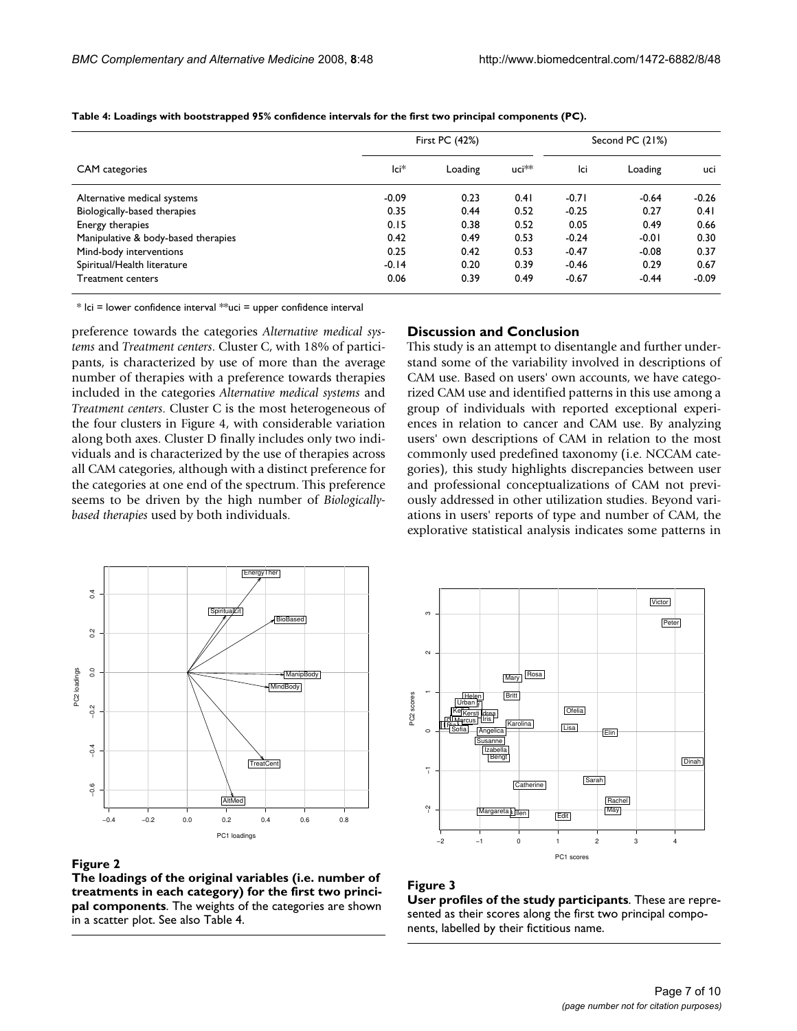**Table 4: Loadings with bootstrapped 95% confidence intervals for the first two principal components (PC).**

| CAM categories | First PC (42%) | | | Second PC (21%) | | |
|---|---|---|---|---|---|---|
| | lci* | Loading | uci** | lci | Loading | uci |
| Alternative medical systems | -0.09 | 0.23 | 0.41 | -0.71 | -0.64 | -0.26 |
| Biologically-based therapies | 0.35 | 0.44 | 0.52 | -0.25 | 0.27 | 0.41 |
| Energy therapies | 0.15 | 0.38 | 0.52 | 0.05 | 0.49 | 0.66 |
| Manipulative & body-based therapies | 0.42 | 0.49 | 0.53 | -0.24 | -0.01 | 0.30 |
| Mind-body interventions | 0.25 | 0.42 | 0.53 | -0.47 | -0.08 | 0.37 |
| Spiritual/Health literature | -0.14 | 0.20 | 0.39 | -0.46 | 0.29 | 0.67 |
| Treatment centers | 0.06 | 0.39 | 0.49 | -0.67 | -0.44 | -0.09 |

* lci = lower confidence interval **uci = upper confidence interval

preference towards the categories *Alternative medical systems* and *Treatment centers*. Cluster C, with 18% of participants, is characterized by use of more than the average number of therapies with a preference towards therapies included in the categories *Alternative medical systems* and *Treatment centers*. Cluster C is the most heterogeneous of the four clusters in Figure 4, with considerable variation along both axes. Cluster D finally includes only two individuals and is characterized by the use of therapies across all CAM categories, although with a distinct preference for the categories at one end of the spectrum. This preference seems to be driven by the high number of *Biologically-based therapies* used by both individuals.

**Figure 2**
**The loadings of the original variables (i.e. number of treatments in each category) for the first two principal components**. The weights of the categories are shown in a scatter plot. See also Table 4.

## Discussion and Conclusion

This study is an attempt to disentangle and further understand some of the variability involved in descriptions of CAM use. Based on users' own accounts, we have categorized CAM use and identified patterns in this use among a group of individuals with reported exceptional experiences in relation to cancer and CAM use. By analyzing users' own descriptions of CAM in relation to the most commonly used predefined taxonomy (i.e. NCCAM categories), this study highlights discrepancies between user and professional conceptualizations of CAM not previously addressed in other utilization studies. Beyond variations in users' reports of type and number of CAM, the explorative statistical analysis indicates some patterns in

**Figure 3**
**User profiles of the study participants**. These are represented as their scores along the first two principal components, labelled by their fictitious name.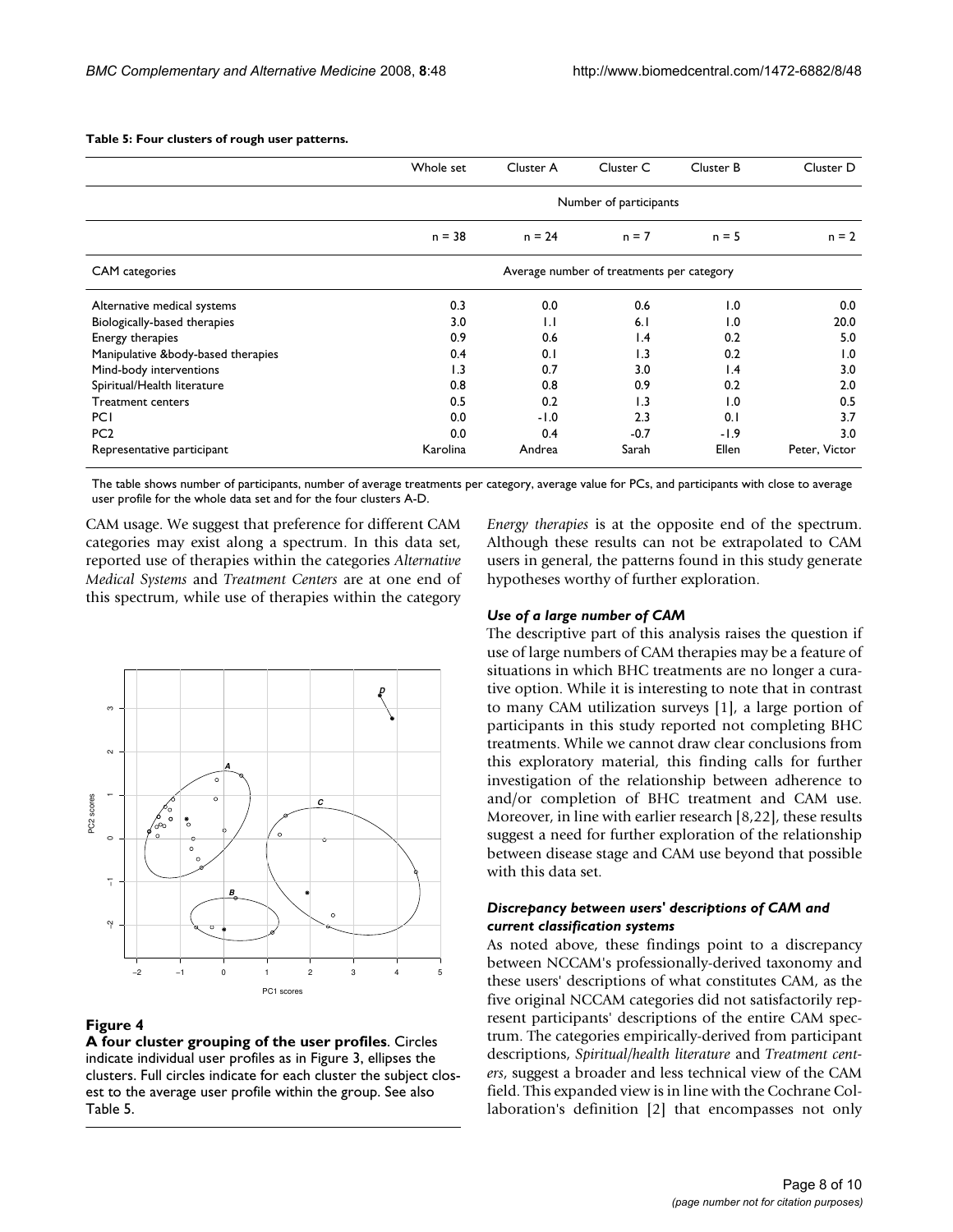**Table 5: Four clusters of rough user patterns.**

| | Whole set | Cluster A | Cluster C | Cluster B | Cluster D |
|---|---|---|---|---|---|
| | Number of participants | | | | |
| | n = 38 | n = 24 | n = 7 | n = 5 | n = 2 |
| CAM categories | Average number of treatments per category | | | | |
| Alternative medical systems | 0.3 | 0.0 | 0.6 | 1.0 | 0.0 |
| Biologically-based therapies | 3.0 | 1.1 | 6.1 | 1.0 | 20.0 |
| Energy therapies | 0.9 | 0.6 | 1.4 | 0.2 | 5.0 |
| Manipulative &body-based therapies | 0.4 | 0.1 | 1.3 | 0.2 | 1.0 |
| Mind-body interventions | 1.3 | 0.7 | 3.0 | 1.4 | 3.0 |
| Spiritual/Health literature | 0.8 | 0.8 | 0.9 | 0.2 | 2.0 |
| Treatment centers | 0.5 | 0.2 | 1.3 | 1.0 | 0.5 |
| PC1 | 0.0 | -1.0 | 2.3 | 0.1 | 3.7 |
| PC2 | 0.0 | 0.4 | -0.7 | -1.9 | 3.0 |
| Representative participant | Karolina | Andrea | Sarah | Ellen | Peter, Victor |

The table shows number of participants, number of average treatments per category, average value for PCs, and participants with close to average user profile for the whole data set and for the four clusters A-D.

CAM usage. We suggest that preference for different CAM categories may exist along a spectrum. In this data set, reported use of therapies within the categories *Alternative Medical Systems* and *Treatment Centers* are at one end of this spectrum, while use of therapies within the category *Energy therapies* is at the opposite end of the spectrum. Although these results can not be extrapolated to CAM users in general, the patterns found in this study generate hypotheses worthy of further exploration.

**Figure 4**

**A four cluster grouping of the user profiles**. Circles indicate individual user profiles as in Figure 3, ellipses the clusters. Full circles indicate for each cluster the subject closest to the average user profile within the group. See also Table 5.

### *Use of a large number of CAM*

The descriptive part of this analysis raises the question if use of large numbers of CAM therapies may be a feature of situations in which BHC treatments are no longer a curative option. While it is interesting to note that in contrast to many CAM utilization surveys [1], a large portion of participants in this study reported not completing BHC treatments. While we cannot draw clear conclusions from this exploratory material, this finding calls for further investigation of the relationship between adherence to and/or completion of BHC treatment and CAM use. Moreover, in line with earlier research [8,22], these results suggest a need for further exploration of the relationship between disease stage and CAM use beyond that possible with this data set.

### *Discrepancy between users' descriptions of CAM and current classification systems*

As noted above, these findings point to a discrepancy between NCCAM's professionally-derived taxonomy and these users' descriptions of what constitutes CAM, as the five original NCCAM categories did not satisfactorily represent participants' descriptions of the entire CAM spectrum. The categories empirically-derived from participant descriptions, *Spiritual/health literature* and *Treatment centers*, suggest a broader and less technical view of the CAM field. This expanded view is in line with the Cochrane Collaboration's definition [2] that encompasses not only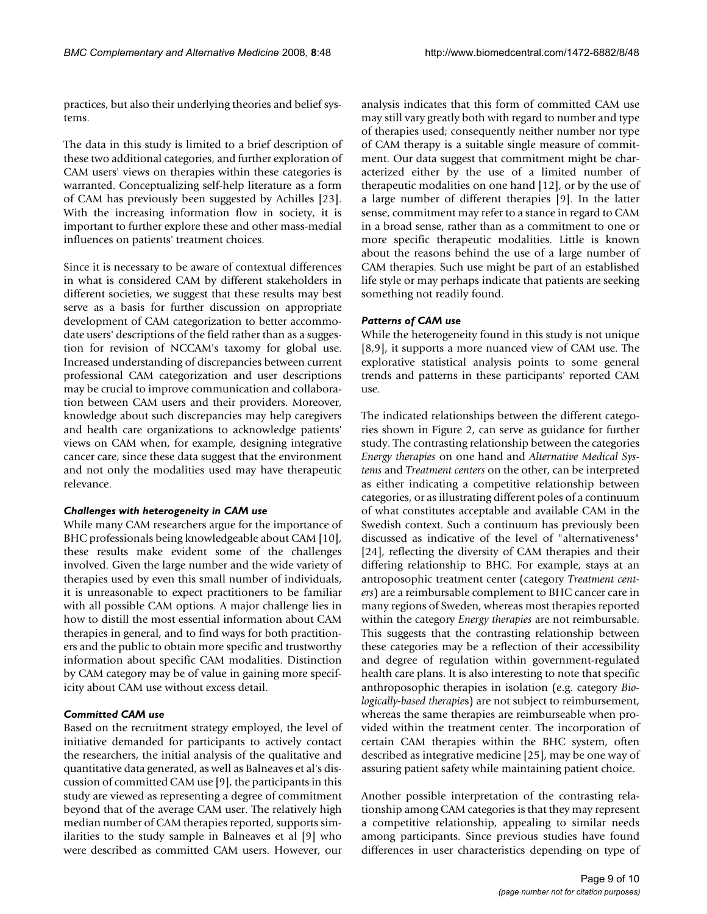practices, but also their underlying theories and belief systems.

The data in this study is limited to a brief description of these two additional categories, and further exploration of CAM users' views on therapies within these categories is warranted. Conceptualizing self-help literature as a form of CAM has previously been suggested by Achilles [23]. With the increasing information flow in society, it is important to further explore these and other mass-medial influences on patients' treatment choices.

Since it is necessary to be aware of contextual differences in what is considered CAM by different stakeholders in different societies, we suggest that these results may best serve as a basis for further discussion on appropriate development of CAM categorization to better accommodate users' descriptions of the field rather than as a suggestion for revision of NCCAM's taxomy for global use. Increased understanding of discrepancies between current professional CAM categorization and user descriptions may be crucial to improve communication and collaboration between CAM users and their providers. Moreover, knowledge about such discrepancies may help caregivers and health care organizations to acknowledge patients' views on CAM when, for example, designing integrative cancer care, since these data suggest that the environment and not only the modalities used may have therapeutic relevance.

### *Challenges with heterogeneity in CAM use*

While many CAM researchers argue for the importance of BHC professionals being knowledgeable about CAM [10], these results make evident some of the challenges involved. Given the large number and the wide variety of therapies used by even this small number of individuals, it is unreasonable to expect practitioners to be familiar with all possible CAM options. A major challenge lies in how to distill the most essential information about CAM therapies in general, and to find ways for both practitioners and the public to obtain more specific and trustworthy information about specific CAM modalities. Distinction by CAM category may be of value in gaining more specificity about CAM use without excess detail.

### *Committed CAM use*

Based on the recruitment strategy employed, the level of initiative demanded for participants to actively contact the researchers, the initial analysis of the qualitative and quantitative data generated, as well as Balneaves et al's discussion of committed CAM use [9], the participants in this study are viewed as representing a degree of commitment beyond that of the average CAM user. The relatively high median number of CAM therapies reported, supports similarities to the study sample in Balneaves et al [9] who were described as committed CAM users. However, our analysis indicates that this form of committed CAM use may still vary greatly both with regard to number and type of therapies used; consequently neither number nor type of CAM therapy is a suitable single measure of commitment. Our data suggest that commitment might be characterized either by the use of a limited number of therapeutic modalities on one hand [12], or by the use of a large number of different therapies [9]. In the latter sense, commitment may refer to a stance in regard to CAM in a broad sense, rather than as a commitment to one or more specific therapeutic modalities. Little is known about the reasons behind the use of a large number of CAM therapies. Such use might be part of an established life style or may perhaps indicate that patients are seeking something not readily found.

### *Patterns of CAM use*

While the heterogeneity found in this study is not unique [8,9], it supports a more nuanced view of CAM use. The explorative statistical analysis points to some general trends and patterns in these participants' reported CAM use.

The indicated relationships between the different categories shown in Figure 2, can serve as guidance for further study. The contrasting relationship between the categories *Energy therapies* on one hand and *Alternative Medical Systems* and *Treatment centers* on the other, can be interpreted as either indicating a competitive relationship between categories, or as illustrating different poles of a continuum of what constitutes acceptable and available CAM in the Swedish context. Such a continuum has previously been discussed as indicative of the level of "alternativeness" [24], reflecting the diversity of CAM therapies and their differing relationship to BHC. For example, stays at an antroposophic treatment center (category *Treatment centers*) are a reimbursable complement to BHC cancer care in many regions of Sweden, whereas most therapies reported within the category *Energy therapies* are not reimbursable. This suggests that the contrasting relationship between these categories may be a reflection of their accessibility and degree of regulation within government-regulated health care plans. It is also interesting to note that specific anthroposophic therapies in isolation (e.g. category *Biologically-based therapies*) are not subject to reimbursement, whereas the same therapies are reimburseable when provided within the treatment center. The incorporation of certain CAM therapies within the BHC system, often described as integrative medicine [25], may be one way of assuring patient safety while maintaining patient choice.

Another possible interpretation of the contrasting relationship among CAM categories is that they may represent a competitive relationship, appealing to similar needs among participants. Since previous studies have found differences in user characteristics depending on type of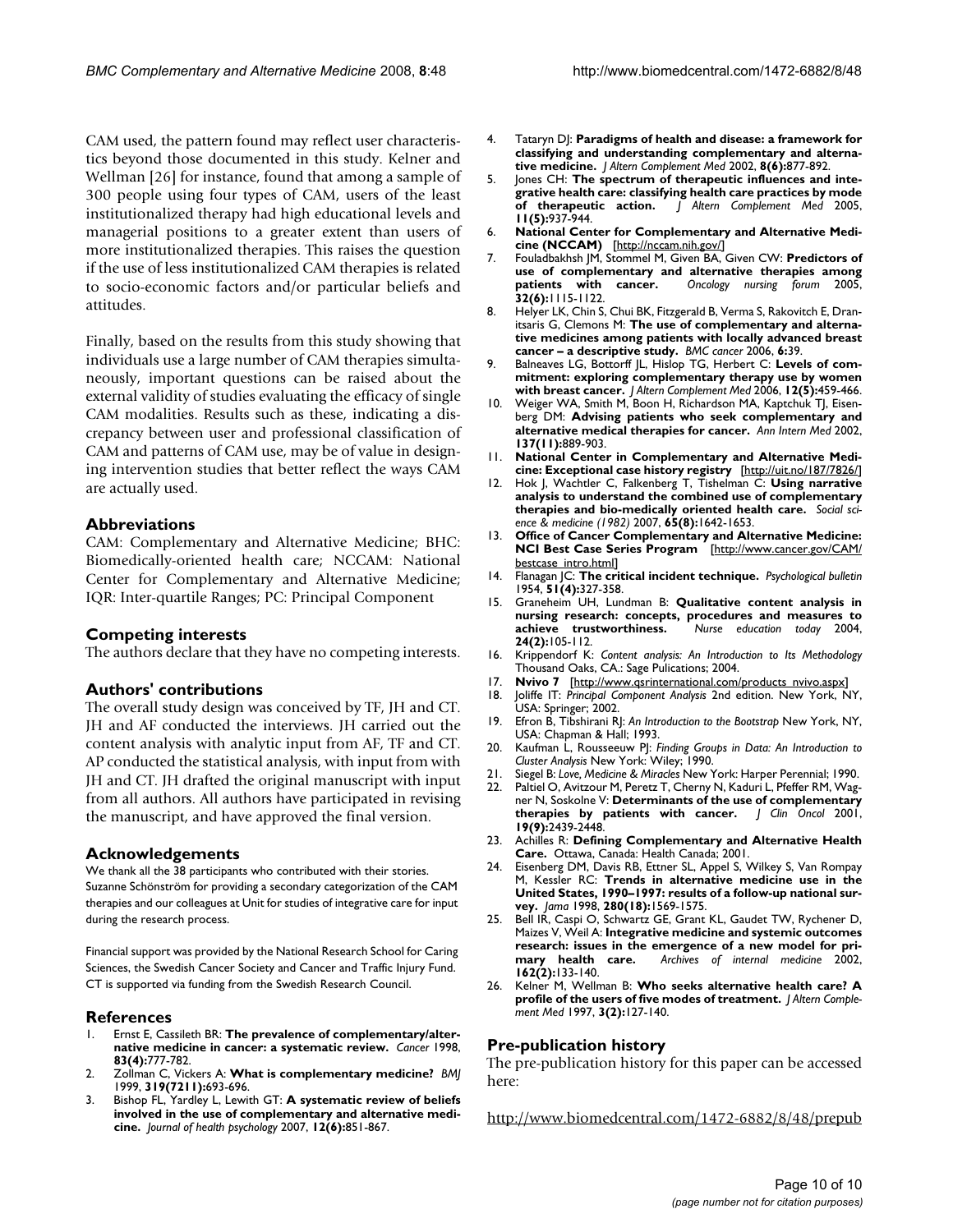CAM used, the pattern found may reflect user characteristics beyond those documented in this study. Kelner and Wellman [26] for instance, found that among a sample of 300 people using four types of CAM, users of the least institutionalized therapy had high educational levels and managerial positions to a greater extent than users of more institutionalized therapies. This raises the question if the use of less institutionalized CAM therapies is related to socio-economic factors and/or particular beliefs and attitudes.

Finally, based on the results from this study showing that individuals use a large number of CAM therapies simultaneously, important questions can be raised about the external validity of studies evaluating the efficacy of single CAM modalities. Results such as these, indicating a discrepancy between user and professional classification of CAM and patterns of CAM use, may be of value in designing intervention studies that better reflect the ways CAM are actually used.

## Abbreviations

CAM: Complementary and Alternative Medicine; BHC: Biomedically-oriented health care; NCCAM: National Center for Complementary and Alternative Medicine; IQR: Inter-quartile Ranges; PC: Principal Component

## Competing interests

The authors declare that they have no competing interests.

## Authors' contributions

The overall study design was conceived by TF, JH and CT. JH and AF conducted the interviews. JH carried out the content analysis with analytic input from AF, TF and CT. AP conducted the statistical analysis, with input from with JH and CT. JH drafted the original manuscript with input from all authors. All authors have participated in revising the manuscript, and have approved the final version.

## Acknowledgements

We thank all the 38 participants who contributed with their stories. Suzanne Schönström for providing a secondary categorization of the CAM therapies and our colleagues at Unit for studies of integrative care for input during the research process.

Financial support was provided by the National Research School for Caring Sciences, the Swedish Cancer Society and Cancer and Traffic Injury Fund. CT is supported via funding from the Swedish Research Council.

## References

1. Ernst E, Cassileth BR: **The prevalence of complementary/alternative medicine in cancer: a systematic review.** *Cancer* 1998, **83(4):**777-782.
2. Zollman C, Vickers A: **What is complementary medicine?** *BMJ* 1999, **319(7211):**693-696.
3. Bishop FL, Yardley L, Lewith GT: **A systematic review of beliefs involved in the use of complementary and alternative medicine.** *Journal of health psychology* 2007, **12(6):**851-867.
4. Tataryn DJ: **Paradigms of health and disease: a framework for classifying and understanding complementary and alternative medicine.** *J Altern Complement Med* 2002, **8(6):**877-892.
5. Jones CH: **The spectrum of therapeutic influences and integrative health care: classifying health care practices by mode of therapeutic action.** *J Altern Complement Med* 2005, **11(5):**937-944.
6. **National Center for Complementary and Alternative Medicine (NCCAM)** [http://nccam.nih.gov/]
7. Fouladbakhsh JM, Stommel M, Given BA, Given CW: **Predictors of use of complementary and alternative therapies among patients with cancer.** *Oncology nursing forum* 2005, **32(6):**1115-1122.
8. Helyer LK, Chin S, Chui BK, Fitzgerald B, Verma S, Rakovitch E, Dranitsaris G, Clemons M: **The use of complementary and alternative medicines among patients with locally advanced breast cancer – a descriptive study.** *BMC cancer* 2006, **6:**39.
9. Balneaves LG, Bottorff JL, Hislop TG, Herbert C: **Levels of commitment: exploring complementary therapy use by women with breast cancer.** *J Altern Complement Med* 2006, **12(5):**459-466.
10. Weiger WA, Smith M, Boon H, Richardson MA, Kaptchuk TJ, Eisenberg DM: **Advising patients who seek complementary and alternative medical therapies for cancer.** *Ann Intern Med* 2002, **137(11):**889-903.
11. **National Center in Complementary and Alternative Medicine: Exceptional case history registry** [http://uit.no/187/7826/]
12. Hok J, Wachtler C, Falkenberg T, Tishelman C: **Using narrative analysis to understand the combined use of complementary therapies and bio-medically oriented health care.** *Social science & medicine (1982)* 2007, **65(8):**1642-1653.
13. **Office of Cancer Complementary and Alternative Medicine: NCI Best Case Series Program** [http://www.cancer.gov/CAM/bestcase_intro.html]
14. Flanagan JC: **The critical incident technique.** *Psychological bulletin* 1954, **51(4):**327-358.
15. Graneheim UH, Lundman B: **Qualitative content analysis in nursing research: concepts, procedures and measures to achieve trustworthiness.** *Nurse education today* 2004, **24(2):**105-112.
16. Krippendorf K: *Content analysis: An Introduction to Its Methodology* Thousand Oaks, CA.: Sage Pulications; 2004.
17. **Nvivo 7** [http://www.qsrinternational.com/products_nvivo.aspx]
18. Joliffe IT: *Principal Component Analysis* 2nd edition. New York, NY, USA: Springer; 2002.
19. Efron B, Tibshirani RJ: *An Introduction to the Bootstrap* New York, NY, USA: Chapman & Hall; 1993.
20. Kaufman L, Rousseeuw PJ: *Finding Groups in Data: An Introduction to Cluster Analysis* New York: Wiley; 1990.
21. Siegel B: *Love, Medicine & Miracles* New York: Harper Perennial; 1990.
22. Paltiel O, Avitzour M, Peretz T, Cherny N, Kaduri L, Pfeffer RM, Wagner N, Soskolne V: **Determinants of the use of complementary therapies by patients with cancer.** *J Clin Oncol* 2001, **19(9):**2439-2448.
23. Achilles R: **Defining Complementary and Alternative Health Care.** Ottawa, Canada: Health Canada; 2001.
24. Eisenberg DM, Davis RB, Ettner SL, Appel S, Wilkey S, Van Rompay M, Kessler RC: **Trends in alternative medicine use in the United States, 1990–1997: results of a follow-up national survey.** *Jama* 1998, **280(18):**1569-1575.
25. Bell IR, Caspi O, Schwartz GE, Grant KL, Gaudet TW, Rychener D, Maizes V, Weil A: **Integrative medicine and systemic outcomes research: issues in the emergence of a new model for primary health care.** *Archives of internal medicine* 2002, **162(2):**133-140.
26. Kelner M, Wellman B: **Who seeks alternative health care? A profile of the users of five modes of treatment.** *J Altern Complement Med* 1997, **3(2):**127-140.

## Pre-publication history

The pre-publication history for this paper can be accessed here:

http://www.biomedcentral.com/1472-6882/8/48/prepub